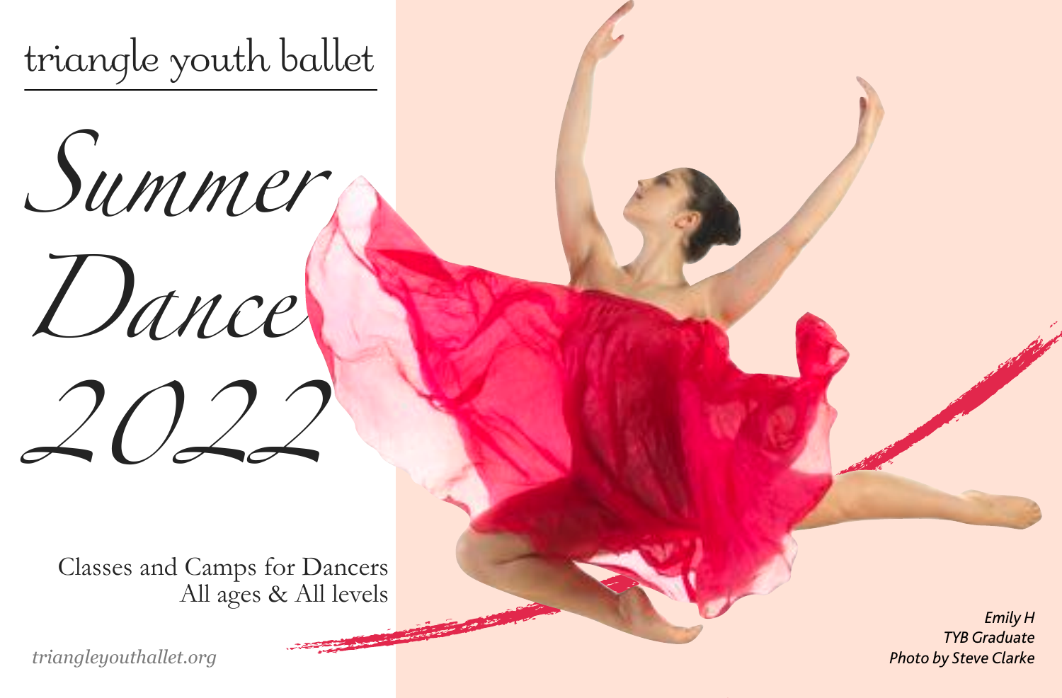triangle youth ballet

# Summer Dance 2022

Classes and Camps for Dancers
All ages & All levels

*triangleyouthallet.org*

*Emily H*
*TYB Graduate*
*Photo by Steve Clarke*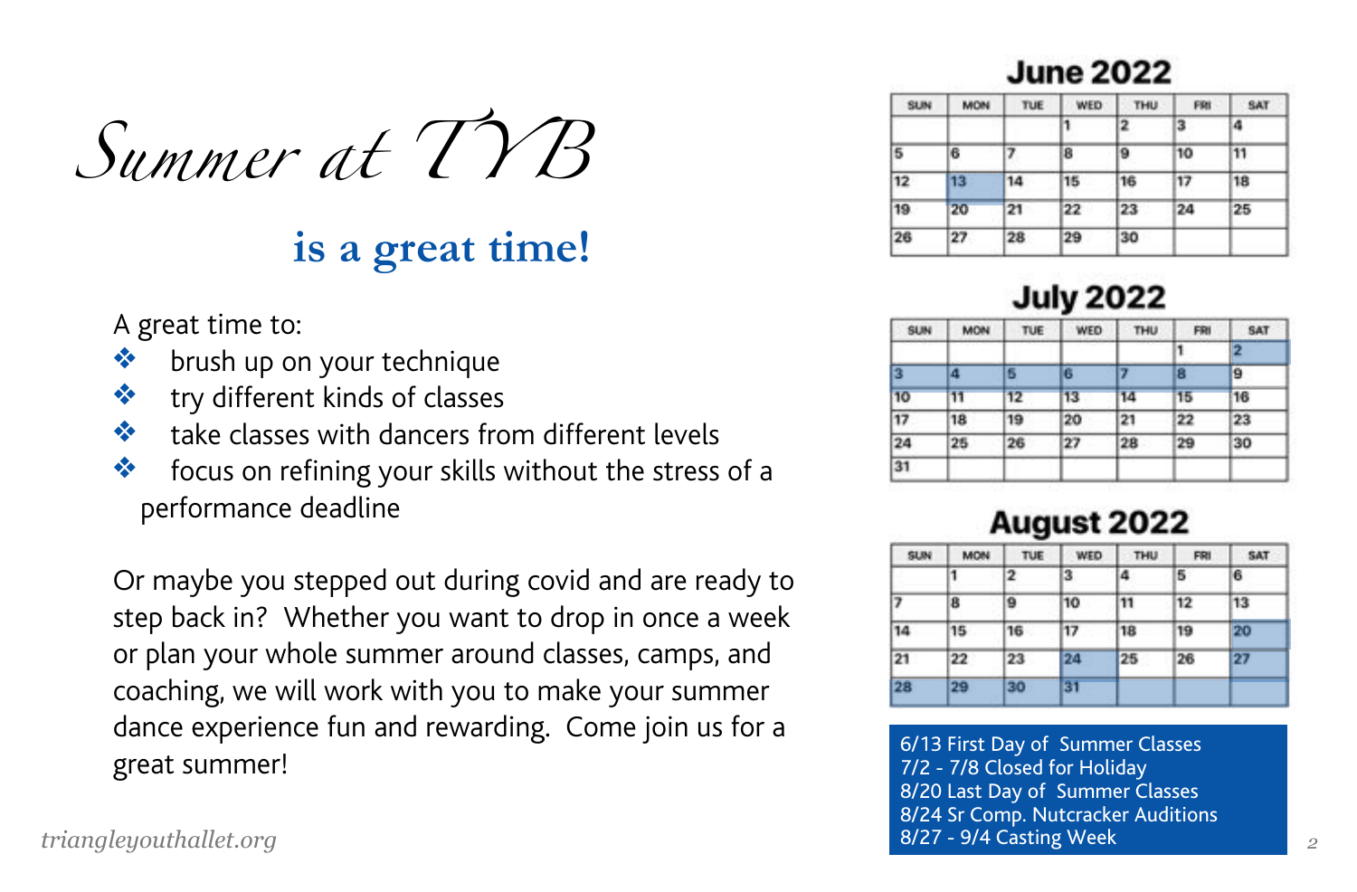# *Summer at TYB*

## is a great time!

A great time to:

- brush up on your technique
- try different kinds of classes
- take classes with dancers from different levels
- focus on refining your skills without the stress of a performance deadline

Or maybe you stepped out during covid and are ready to step back in? Whether you want to drop in once a week or plan your whole summer around classes, camps, and coaching, we will work with you to make your summer dance experience fun and rewarding. Come join us for a great summer!

### June 2022

| SUN | MON | TUE | WED | THU | FRI | SAT |
|---|---|---|---|---|---|---|
| | | | 1 | 2 | 3 | 4 |
| 5 | 6 | 7 | 8 | 9 | 10 | 11 |
| 12 | 13 | 14 | 15 | 16 | 17 | 18 |
| 19 | 20 | 21 | 22 | 23 | 24 | 25 |
| 26 | 27 | 28 | 29 | 30 | | |

### July 2022

| SUN | MON | TUE | WED | THU | FRI | SAT |
|---|---|---|---|---|---|---|
| | | | | | 1 | 2 |
| 3 | 4 | 5 | 6 | 7 | 8 | 9 |
| 10 | 11 | 12 | 13 | 14 | 15 | 16 |
| 17 | 18 | 19 | 20 | 21 | 22 | 23 |
| 24 | 25 | 26 | 27 | 28 | 29 | 30 |
| 31 | | | | | | |

### August 2022

| SUN | MON | TUE | WED | THU | FRI | SAT |
|---|---|---|---|---|---|---|
| | 1 | 2 | 3 | 4 | 5 | 6 |
| 7 | 8 | 9 | 10 | 11 | 12 | 13 |
| 14 | 15 | 16 | 17 | 18 | 19 | 20 |
| 21 | 22 | 23 | 24 | 25 | 26 | 27 |
| 28 | 29 | 30 | 31 | | | |

6/13 First Day of Summer Classes
7/2 - 7/8 Closed for Holiday
8/20 Last Day of Summer Classes
8/24 Sr Comp. Nutcracker Auditions
8/27 - 9/4 Casting Week

*triangleyouthballet.org*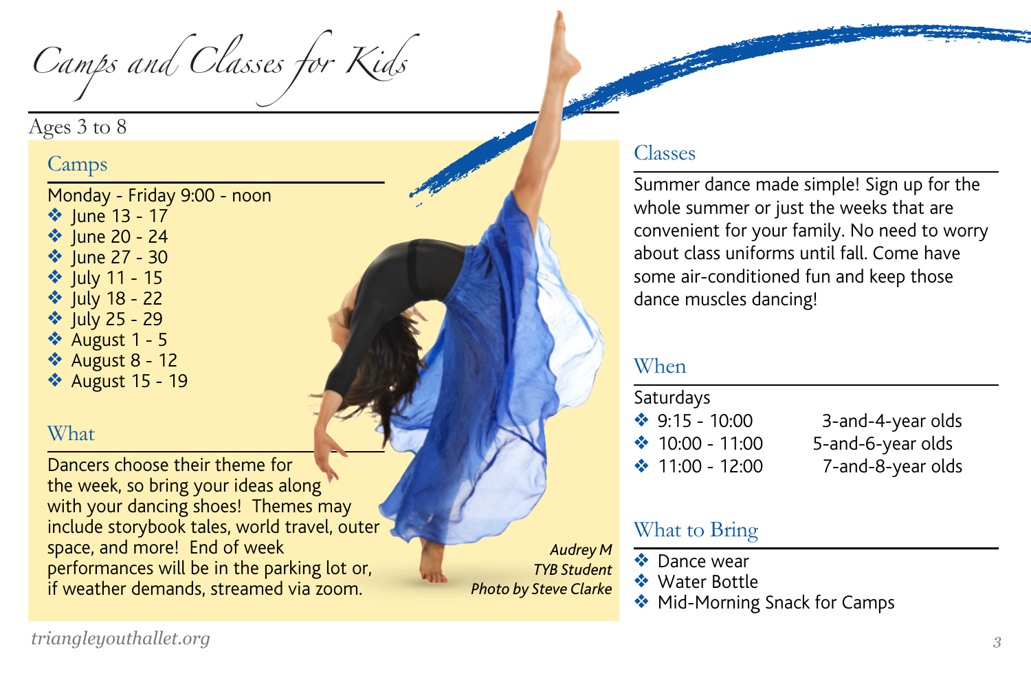# Camps and Classes for Kids

Ages 3 to 8

## Camps

Monday - Friday 9:00 - noon

- June 13 - 17
- June 20 - 24
- June 27 - 30
- July 11 - 15
- July 18 - 22
- July 25 - 29
- August 1 - 5
- August 8 - 12
- August 15 - 19

## What

Dancers choose their theme for the week, so bring your ideas along with your dancing shoes!  Themes may include storybook tales, world travel, outer space, and more!  End of week performances will be in the parking lot or, if weather demands, streamed via zoom.

*Audrey M*
*TYB Student*
*Photo by Steve Clarke*

## Classes

Summer dance made simple! Sign up for the whole summer or just the weeks that are convenient for your family. No need to worry about class uniforms until fall. Come have some air-conditioned fun and keep those dance muscles dancing!

## When

Saturdays

- 9:15 - 10:00 — 3-and-4-year olds
- 10:00 - 11:00 — 5-and-6-year olds
- 11:00 - 12:00 — 7-and-8-year olds

## What to Bring

- Dance wear
- Water Bottle
- Mid-Morning Snack for Camps

*triangleyouthallet.org*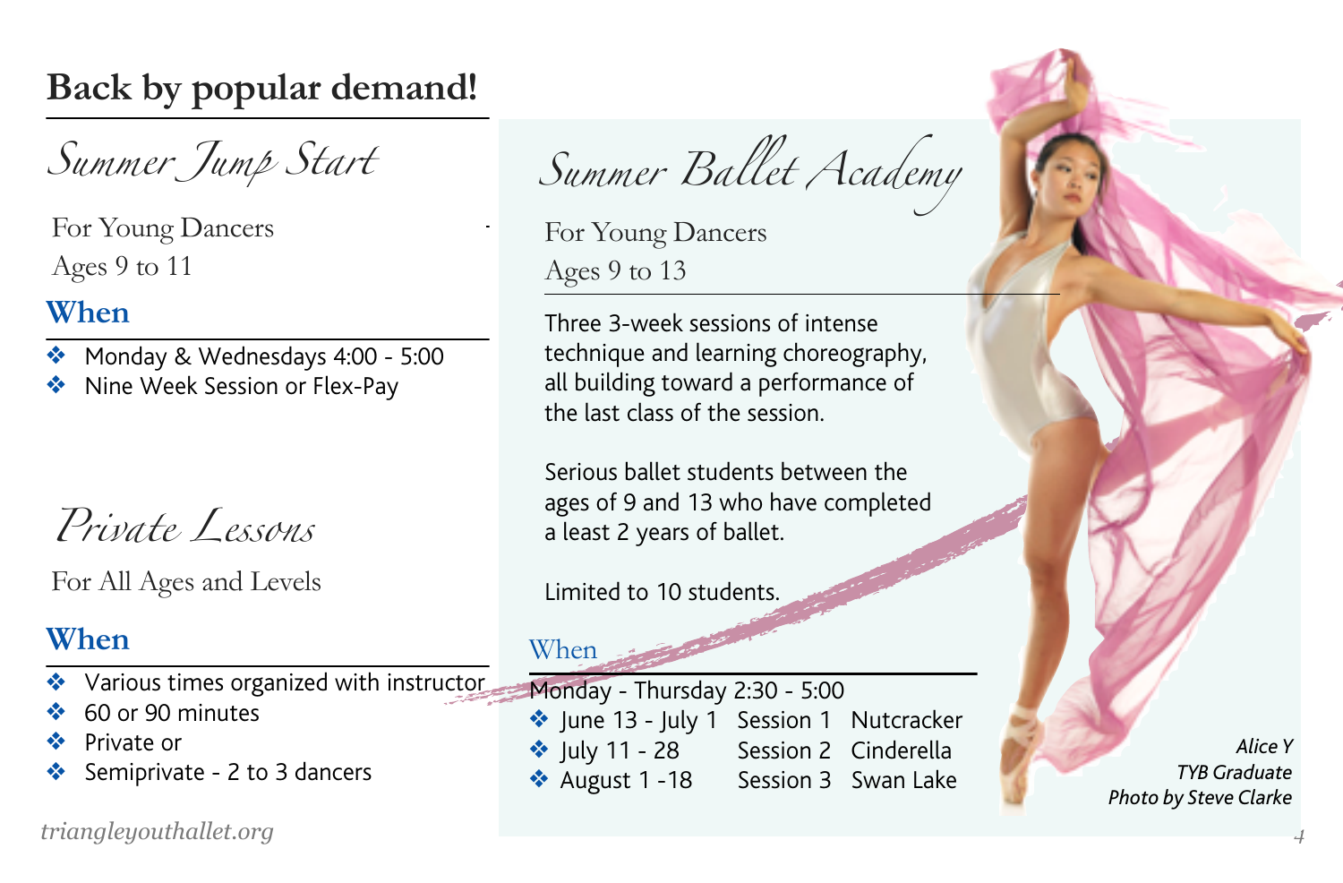# Back by popular demand!

## Summer Jump Start

For Young Dancers

Ages 9 to 11

### When

- Monday & Wednesdays 4:00 - 5:00
- Nine Week Session or Flex-Pay

## Private Lessons

For All Ages and Levels

### When

- Various times organized with instructor
- 60 or 90 minutes
- Private or
- Semiprivate - 2 to 3 dancers

## Summer Ballet Academy

For Young Dancers

Ages 9 to 13

Three 3-week sessions of intense technique and learning choreography, all building toward a performance of the last class of the session.

Serious ballet students between the ages of 9 and 13 who have completed a least 2 years of ballet.

Limited to 10 students.

### When

Monday - Thursday 2:30 - 5:00

- June 13 - July 1 Session 1 Nutcracker
- July 11 - 28 Session 2 Cinderella
- August 1 -18 Session 3 Swan Lake

*Alice Y*
*TYB Graduate*
*Photo by Steve Clarke*

*triangleyouthallet.org*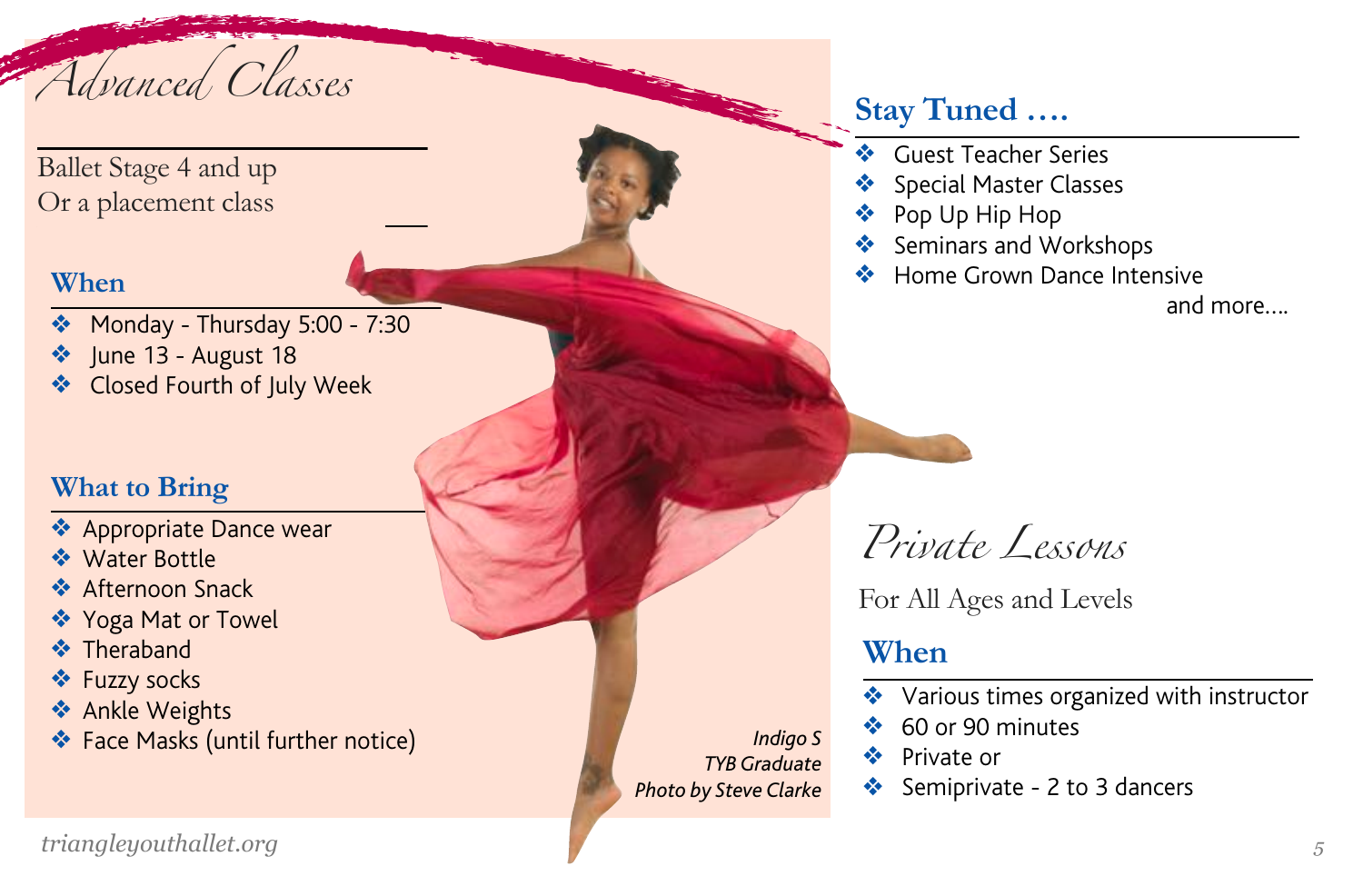# Advanced Classes

Ballet Stage 4 and up
Or a placement class

### When

- Monday - Thursday 5:00 - 7:30
- June 13 - August 18
- Closed Fourth of July Week

### What to Bring

- Appropriate Dance wear
- Water Bottle
- Afternoon Snack
- Yoga Mat or Towel
- Theraband
- Fuzzy socks
- Ankle Weights
- Face Masks (until further notice)

*Indigo S*
*TYB Graduate*
*Photo by Steve Clarke*

### Stay Tuned ….

- Guest Teacher Series
- Special Master Classes
- Pop Up Hip Hop
- Seminars and Workshops
- Home Grown Dance Intensive

and more….

# Private Lessons

For All Ages and Levels

### When

- Various times organized with instructor
- 60 or 90 minutes
- Private or
- Semiprivate - 2 to 3 dancers

*triangleyouthallet.org*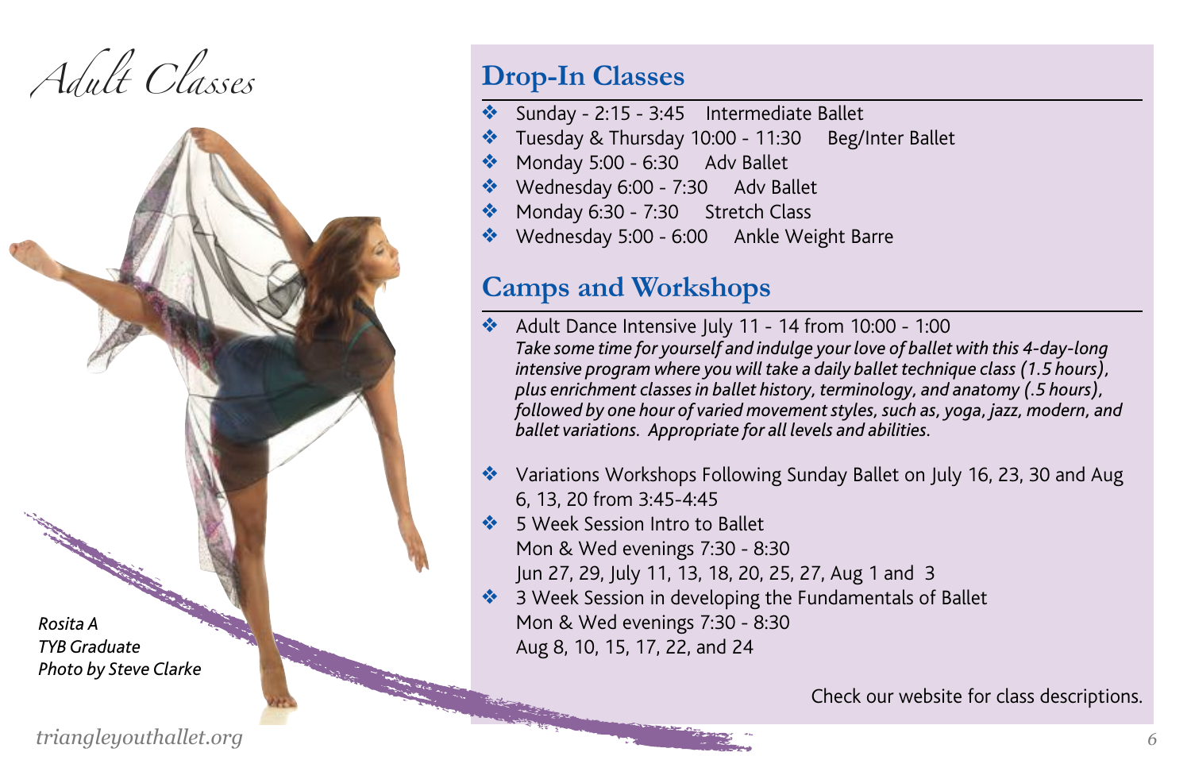# Adult Classes

*Rosita A*
*TYB Graduate*
*Photo by Steve Clarke*

## Drop-In Classes

- Sunday - 2:15 - 3:45 Intermediate Ballet
- Tuesday & Thursday 10:00 - 11:30 Beg/Inter Ballet
- Monday 5:00 - 6:30 Adv Ballet
- Wednesday 6:00 - 7:30 Adv Ballet
- Monday 6:30 - 7:30 Stretch Class
- Wednesday 5:00 - 6:00 Ankle Weight Barre

## Camps and Workshops

- Adult Dance Intensive July 11 - 14 from 10:00 - 1:00
  *Take some time for yourself and indulge your love of ballet with this 4-day-long intensive program where you will take a daily ballet technique class (1.5 hours), plus enrichment classes in ballet history, terminology, and anatomy (.5 hours), followed by one hour of varied movement styles, such as, yoga, jazz, modern, and ballet variations. Appropriate for all levels and abilities.*

- Variations Workshops Following Sunday Ballet on July 16, 23, 30 and Aug 6, 13, 20 from 3:45-4:45
- 5 Week Session Intro to Ballet
  Mon & Wed evenings 7:30 - 8:30
  Jun 27, 29, July 11, 13, 18, 20, 25, 27, Aug 1 and 3
- 3 Week Session in developing the Fundamentals of Ballet
  Mon & Wed evenings 7:30 - 8:30
  Aug 8, 10, 15, 17, 22, and 24

Check our website for class descriptions.

*triangleyouthballet.org*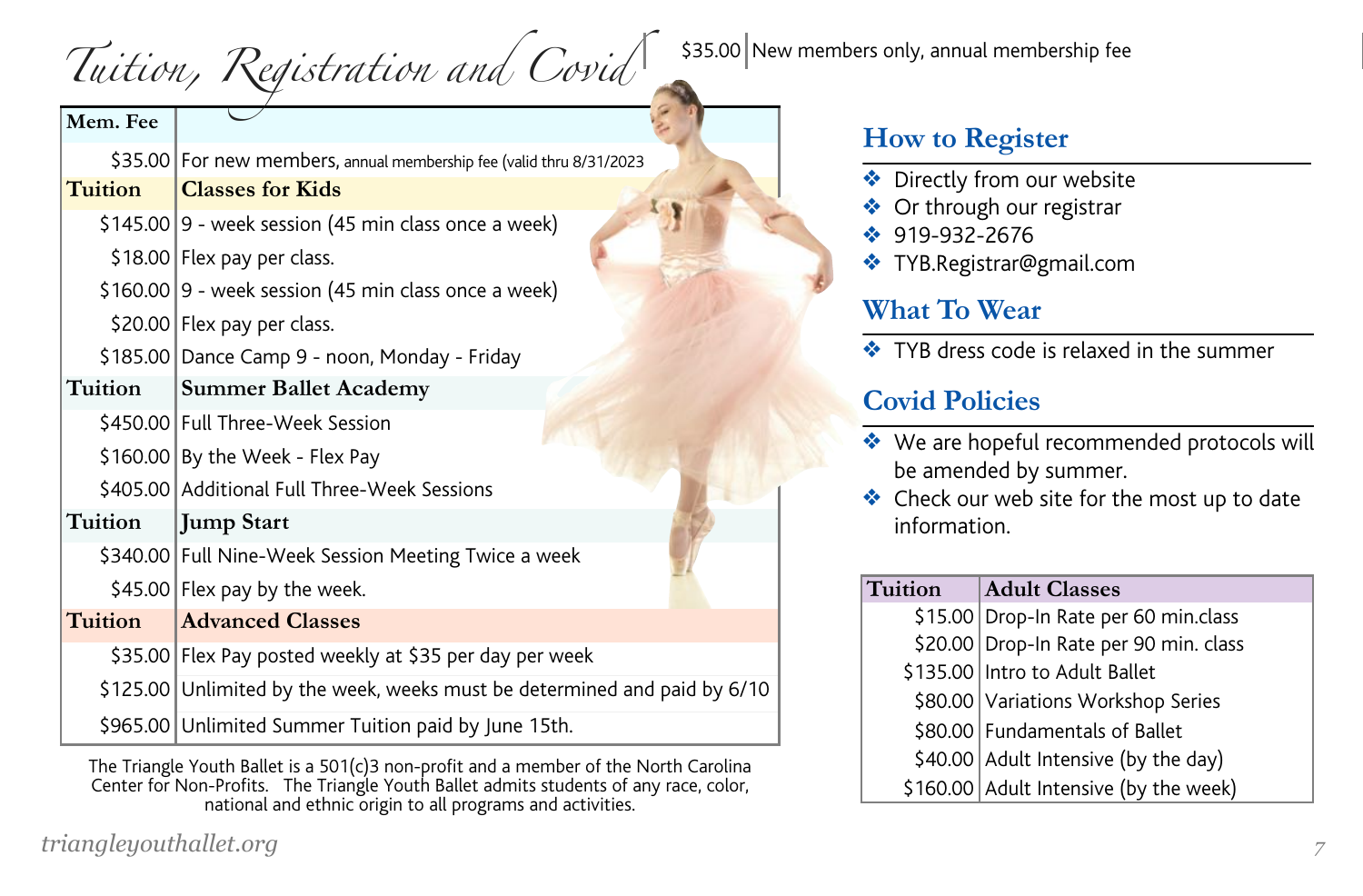# Tuition, Registration and Covid

$35.00 | New members only, annual membership fee

| Mem. Fee | |
|---|---|
| $35.00 | For new members, annual membership fee (valid thru 8/31/2023 |
| **Tuition** | **Classes for Kids** |
| $145.00 | 9 - week session (45 min class once a week) |
| $18.00 | Flex pay per class. |
| $160.00 | 9 - week session (45 min class once a week) |
| $20.00 | Flex pay per class. |
| $185.00 | Dance Camp 9 - noon, Monday - Friday |
| **Tuition** | **Summer Ballet Academy** |
| $450.00 | Full Three-Week Session |
| $160.00 | By the Week - Flex Pay |
| $405.00 | Additional Full Three-Week Sessions |
| **Tuition** | **Jump Start** |
| $340.00 | Full Nine-Week Session Meeting Twice a week |
| $45.00 | Flex pay by the week. |
| **Tuition** | **Advanced Classes** |
| $35.00 | Flex Pay posted weekly at $35 per day per week |
| $125.00 | Unlimited by the week, weeks must be determined and paid by 6/10 |
| $965.00 | Unlimited Summer Tuition paid by June 15th. |

The Triangle Youth Ballet is a 501(c)3 non-profit and a member of the North Carolina Center for Non-Profits. The Triangle Youth Ballet admits students of any race, color, national and ethnic origin to all programs and activities.

## How to Register

- Directly from our website
- Or through our registrar
- 919-932-2676
- TYB.Registrar@gmail.com

## What To Wear

- TYB dress code is relaxed in the summer

## Covid Policies

- We are hopeful recommended protocols will be amended by summer.
- Check our web site for the most up to date information.

| Tuition | Adult Classes |
|---|---|
| $15.00 | Drop-In Rate per 60 min.class |
| $20.00 | Drop-In Rate per 90 min. class |
| $135.00 | Intro to Adult Ballet |
| $80.00 | Variations Workshop Series |
| $80.00 | Fundamentals of Ballet |
| $40.00 | Adult Intensive (by the day) |
| $160.00 | Adult Intensive (by the week) |

*triangleyouthallet.org*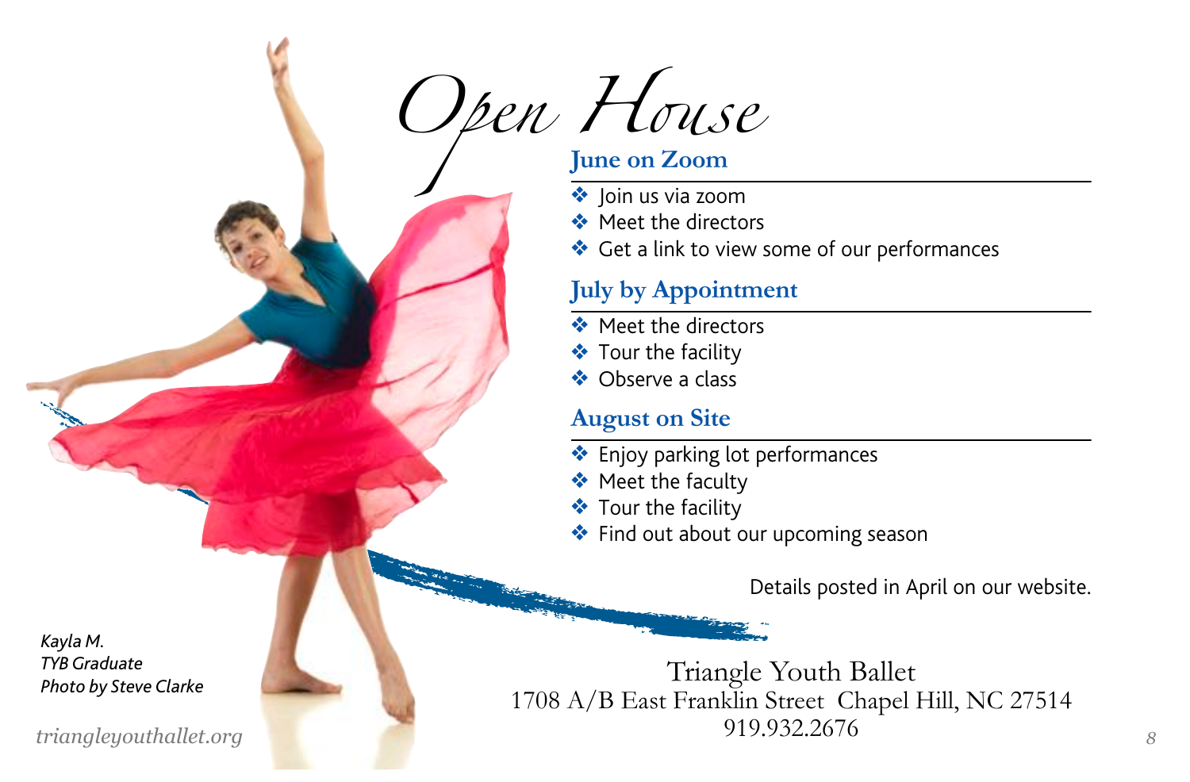# Open House

## June on Zoom

- Join us via zoom
- Meet the directors
- Get a link to view some of our performances

## July by Appointment

- Meet the directors
- Tour the facility
- Observe a class

## August on Site

- Enjoy parking lot performances
- Meet the faculty
- Tour the facility
- Find out about our upcoming season

Details posted in April on our website.

*Kayla M.*
*TYB Graduate*
*Photo by Steve Clarke*

Triangle Youth Ballet
1708 A/B East Franklin Street Chapel Hill, NC 27514
919.932.2676

*triangleyouthallet.org*